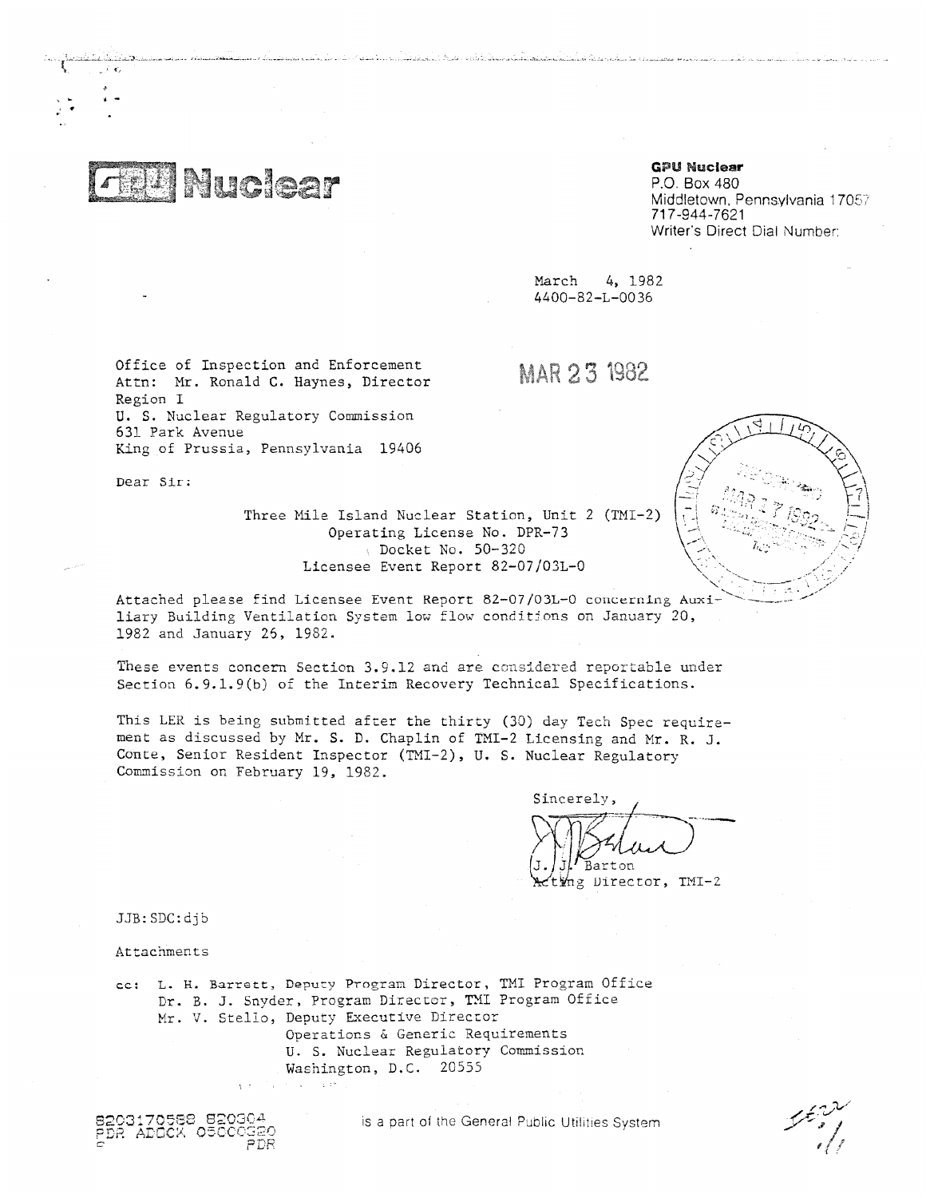**GPU Nuclear**

**GPU Nuclear**
P.O. Box 480
Middletown, Pennsylvania 17057
717-944-7621
Writer's Direct Dial Number:

March 4, 1982
4400-82-L-0036

MAR 23 1982

Office of Inspection and Enforcement
Attn: Mr. Ronald C. Haynes, Director
Region I
U. S. Nuclear Regulatory Commission
631 Park Avenue
King of Prussia, Pennsylvania 19406

Dear Sir:

Three Mile Island Nuclear Station, Unit 2 (TMI-2)
Operating License No. DPR-73
Docket No. 50-320
Licensee Event Report 82-07/03L-0

Attached please find Licensee Event Report 82-07/03L-0 concerning Auxiliary Building Ventilation System low flow conditions on January 20, 1982 and January 26, 1982.

These events concern Section 3.9.12 and are considered reportable under Section 6.9.1.9(b) of the Interim Recovery Technical Specifications.

This LER is being submitted after the thirty (30) day Tech Spec requirement as discussed by Mr. S. D. Chaplin of TMI-2 Licensing and Mr. R. J. Conte, Senior Resident Inspector (TMI-2), U. S. Nuclear Regulatory Commission on February 19, 1982.

Sincerely,

J. J. Barton
Acting Director, TMI-2

JJB:SDC:djb

Attachments

cc: L. H. Barrett, Deputy Program Director, TMI Program Office
Dr. B. J. Snyder, Program Director, TMI Program Office
Mr. V. Stello, Deputy Executive Director
Operations & Generic Requirements
U. S. Nuclear Regulatory Commission
Washington, D.C. 20555

8203170588 820304
PDR ADOCK 05000320
S PDR

is a part of the General Public Utilities System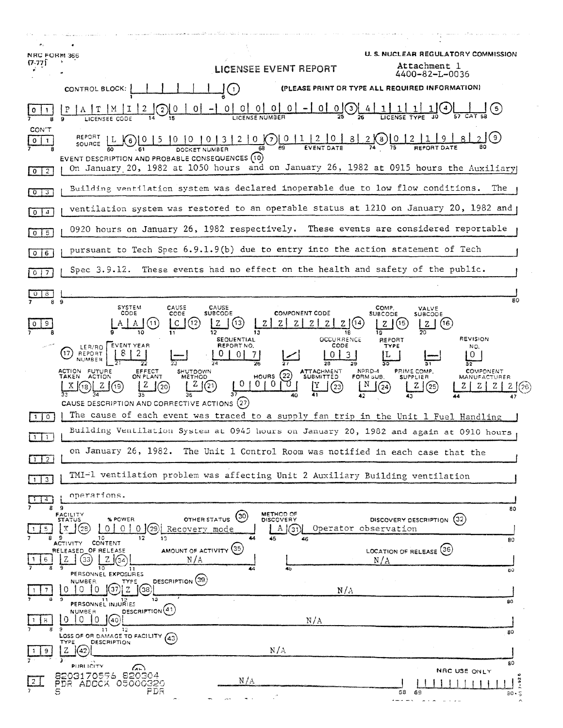NRC FORM 366 (7-77)

U. S. NUCLEAR REGULATORY COMMISSION

# LICENSEE EVENT REPORT

Attachment 1
4400-82-L-0036

CONTROL BLOCK: [ | | | | | | ] (1) (PLEASE PRINT OR TYPE ALL REQUIRED INFORMATION)

| | |
|---|---|
| 0 1 | LICENSEE CODE: P A T M I 2 (2) LICENSE NUMBER: 0 0 - 0 0 0 0 0 - 0 0 (3) LICENSE TYPE: 4 1 1 1 1 (4) CAT: (5) |
| CON'T 0 1 | REPORT SOURCE: L (6) DOCKET NUMBER: 0 5 0 0 0 3 2 0 (7) EVENT DATE: 0 1 2 0 8 2 (8) REPORT DATE: 0 2 1 9 8 2 (9) |

EVENT DESCRIPTION AND PROBABLE CONSEQUENCES (10)

On January 20, 1982 at 1050 hours and on January 26, 1982 at 0915 hours the Auxiliary Building ventilation system was declared inoperable due to low flow conditions. The ventilation system was restored to an operable status at 1210 on January 20, 1982 and 0920 hours on January 26, 1982 respectively. These events are considered reportable pursuant to Tech Spec 6.9.1.9(b) due to entry into the action statement of Tech Spec 3.9.12. These events had no effect on the health and safety of the public.

| SYSTEM CODE | CAUSE CODE | CAUSE SUBCODE | COMPONENT CODE | COMP. SUBCODE | VALVE SUBCODE |
|---|---|---|---|---|---|
| A A (11) | C (12) | Z (13) | Z Z Z Z Z Z (14) | Z (15) | Z (16) |

| (17) LER/RO REPORT NUMBER | EVENT YEAR | | SEQUENTIAL REPORT NO. | | OCCURRENCE CODE | REPORT TYPE | | REVISION NO. |
|---|---|---|---|---|---|---|---|---|
| | 8 2 | — | 0 0 7 | / | 0 3 | L | — | 0 |

| ACTION TAKEN | FUTURE ACTION | EFFECT ON PLANT | SHUTDOWN METHOD | HOURS (22) | ATTACHMENT SUBMITTED | NPRD-4 FORM SUB. | PRIME COMP. SUPPLIER | COMPONENT MANUFACTURER |
|---|---|---|---|---|---|---|---|---|
| X (18) | Z (19) | Z (20) | Z (21) | 0 0 0 0 | Y (23) | N (24) | Z (25) | Z Z Z Z (26) |

CAUSE DESCRIPTION AND CORRECTIVE ACTIONS (27)

The cause of each event was traced to a supply fan trip in the Unit 1 Fuel Handling Building Ventilation System at 0945 hours on January 20, 1982 and again at 0910 hours on January 26, 1982. The Unit 1 Control Room was notified in each case that the TMI-1 ventilation problem was affecting Unit 2 Auxiliary Building ventilation operations.

| FACILITY STATUS | % POWER | OTHER STATUS (30) | METHOD OF DISCOVERY | DISCOVERY DESCRIPTION (32) |
|---|---|---|---|---|
| X (28) | 0 0 0 (29) | Recovery mode | A (31) | Operator observation |

| ACTIVITY RELEASED | CONTENT OF RELEASE | AMOUNT OF ACTIVITY (35) | LOCATION OF RELEASE (36) |
|---|---|---|---|
| Z (33) | Z (34) | N/A | N/A |

PERSONNEL EXPOSURES

| NUMBER | TYPE | DESCRIPTION (39) |
|---|---|---|
| 0 0 0 (37) | Z (38) | N/A |

PERSONNEL INJURIES

| NUMBER | DESCRIPTION (41) |
|---|---|
| 0 0 0 (40) | N/A |

LOSS OF OR DAMAGE TO FACILITY (43)

| TYPE | DESCRIPTION |
|---|---|
| Z (42) | N/A |

PUBLICITY (44)

| ISSUED | DESCRIPTION | NRC USE ONLY |
|---|---|---|
| | N/A | |

8203170596 820304
PDR ADOCK 05000320
S PDR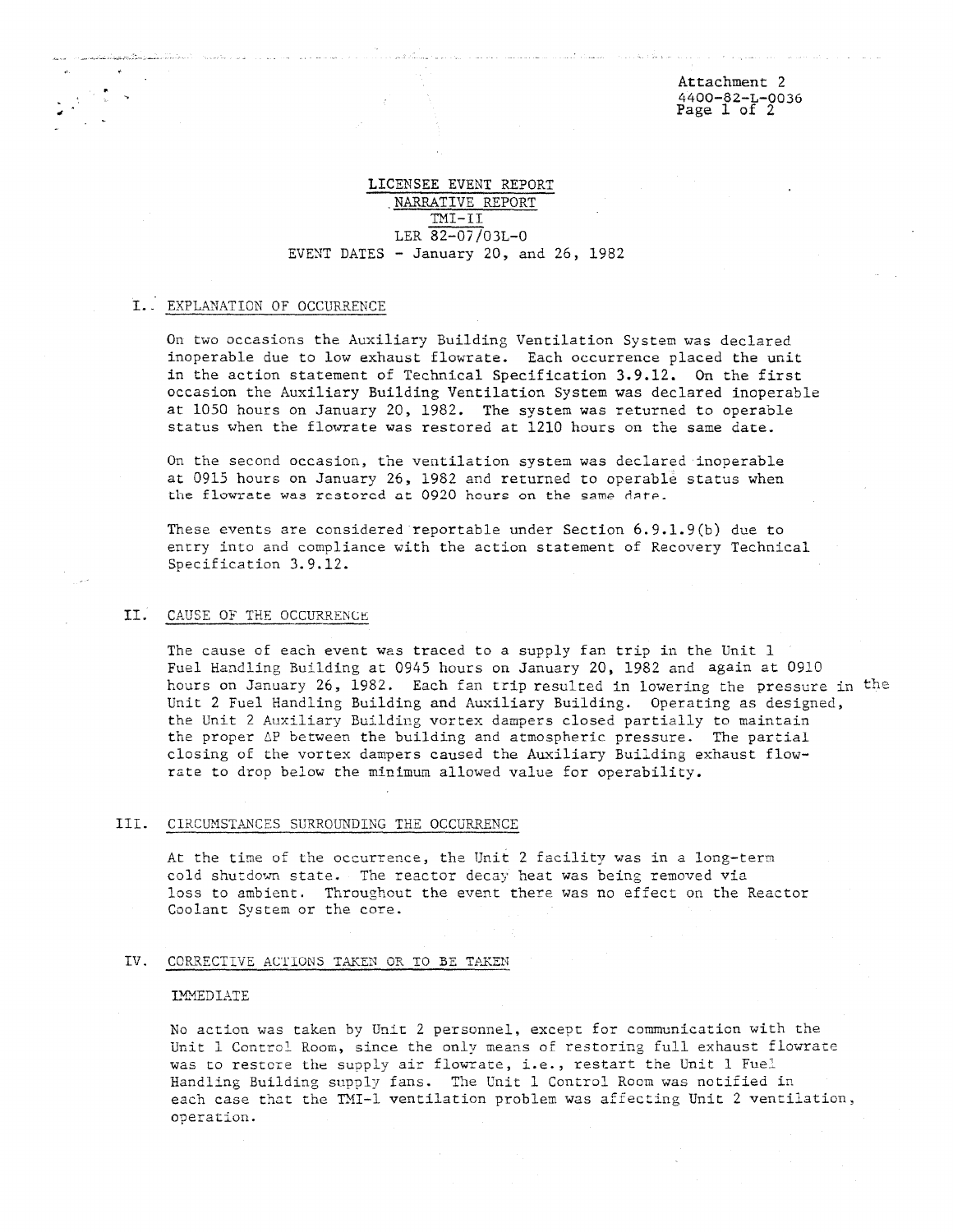Attachment 2
4400-82-L-0036

# LICENSEE EVENT REPORT
## NARRATIVE REPORT
## TMI-II
## LER 82-07/03L-0
## EVENT DATES - January 20, and 26, 1982

## I. EXPLANATION OF OCCURRENCE

On two occasions the Auxiliary Building Ventilation System was declared inoperable due to low exhaust flowrate. Each occurrence placed the unit in the action statement of Technical Specification 3.9.12. On the first occasion the Auxiliary Building Ventilation System was declared inoperable at 1050 hours on January 20, 1982. The system was returned to operable status when the flowrate was restored at 1210 hours on the same date.

On the second occasion, the ventilation system was declared inoperable at 0915 hours on January 26, 1982 and returned to operable status when the flowrate was restored at 0920 hours on the same date.

These events are considered reportable under Section 6.9.1.9(b) due to entry into and compliance with the action statement of Recovery Technical Specification 3.9.12.

## II. CAUSE OF THE OCCURRENCE

The cause of each event was traced to a supply fan trip in the Unit 1 Fuel Handling Building at 0945 hours on January 20, 1982 and again at 0910 hours on January 26, 1982. Each fan trip resulted in lowering the pressure in the Unit 2 Fuel Handling Building and Auxiliary Building. Operating as designed, the Unit 2 Auxiliary Building vortex dampers closed partially to maintain the proper $\Delta P$ between the building and atmospheric pressure. The partial closing of the vortex dampers caused the Auxiliary Building exhaust flowrate to drop below the minimum allowed value for operability.

## III. CIRCUMSTANCES SURROUNDING THE OCCURRENCE

At the time of the occurrence, the Unit 2 facility was in a long-term cold shutdown state. The reactor decay heat was being removed via loss to ambient. Throughout the event there was no effect on the Reactor Coolant System or the core.

## IV. CORRECTIVE ACTIONS TAKEN OR TO BE TAKEN

### IMMEDIATE

No action was taken by Unit 2 personnel, except for communication with the Unit 1 Control Room, since the only means of restoring full exhaust flowrate was to restore the supply air flowrate, i.e., restart the Unit 1 Fuel Handling Building supply fans. The Unit 1 Control Room was notified in each case that the TMI-1 ventilation problem was affecting Unit 2 ventilation, operation.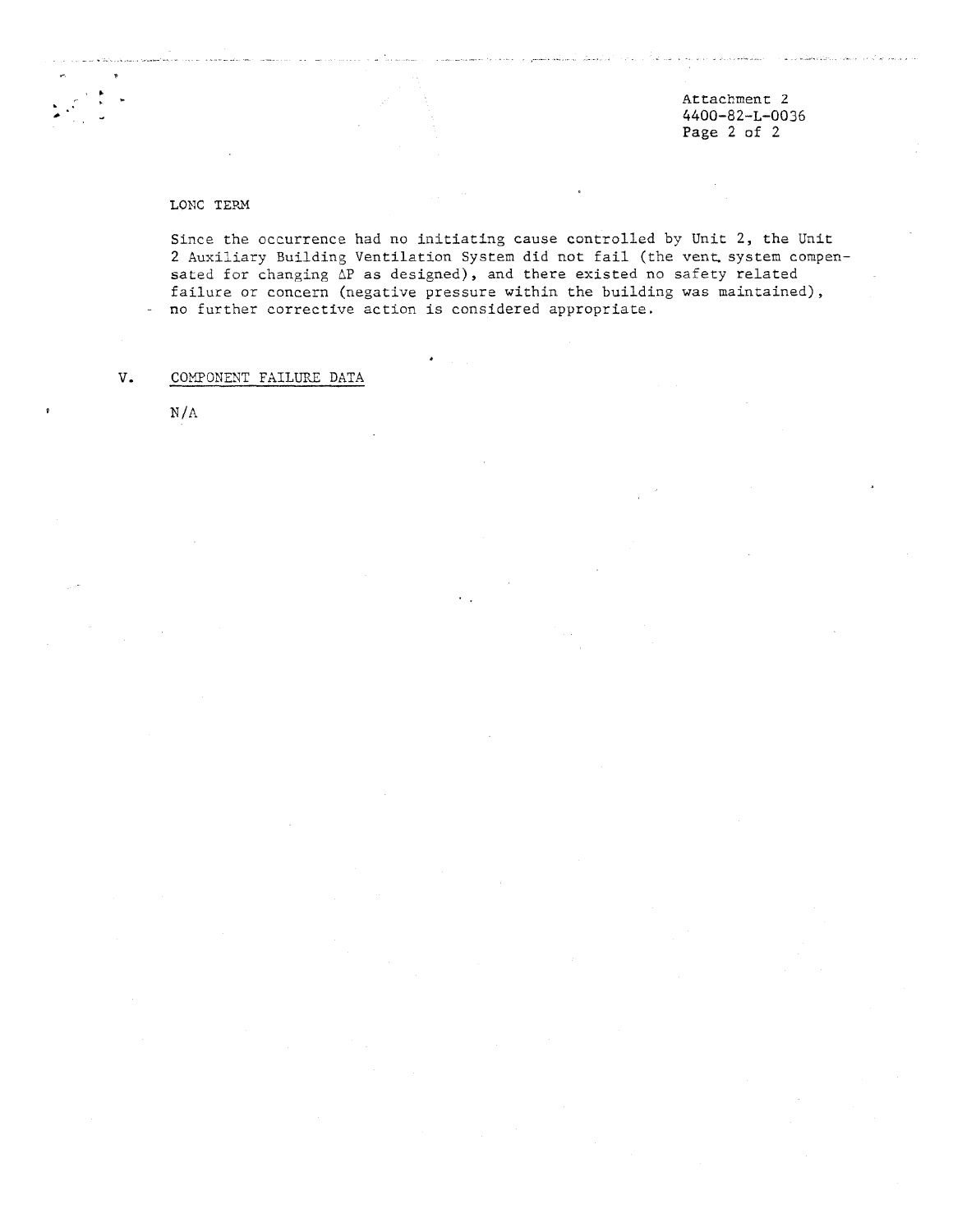Attachment 2
4400-82-L-0036

LONG TERM

Since the occurrence had no initiating cause controlled by Unit 2, the Unit 2 Auxiliary Building Ventilation System did not fail (the vent. system compensated for changing $\Delta P$ as designed), and there existed no safety related failure or concern (negative pressure within the building was maintained), no further corrective action is considered appropriate.

V. COMPONENT FAILURE DATA

N/A